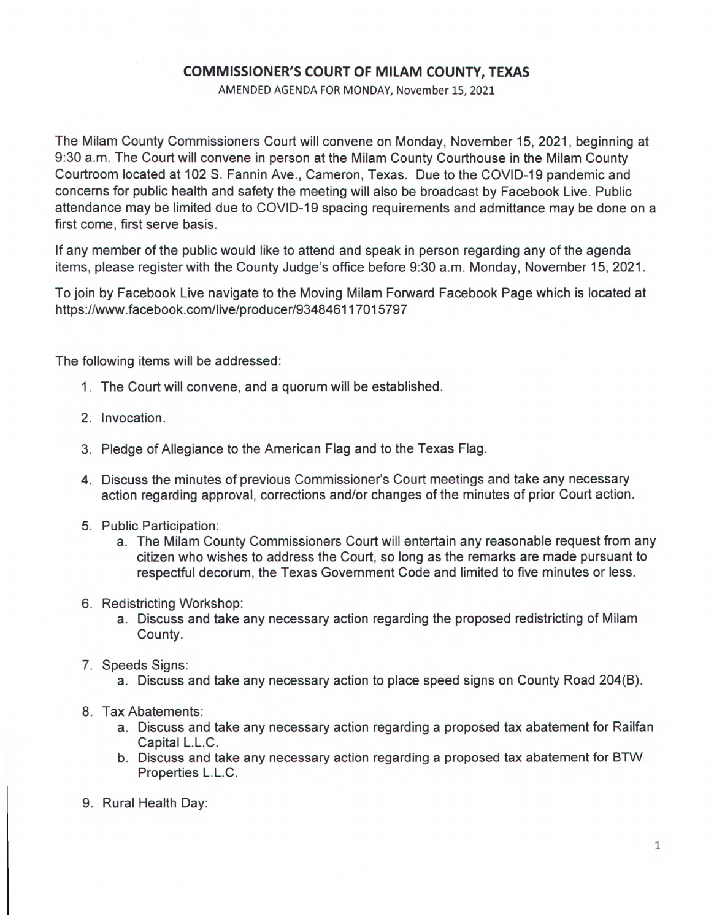# COMMISSIONER'S COURT OF MILAM COUNTY, TEXAS

AMENDED AGENDA FOR MONDAY, November 15, 2021

The Milam County Commissioners Court will convene on Monday, November 15, 2021, beginning at 9:30 a.m. The Court will convene in person at the Milam County Courthouse in the Milam County Courtroom located at 102 S. Fannin Ave., Cameron, Texas. Due to the COVID-19 pandemic and concerns for public health and safety the meeting will also be broadcast by Facebook Live. Public attendance may be limited due to COVID-19 spacing requirements and admittance may be done on a first come, first serve basis.

If any member of the public would like to attend and speak in person regarding any of the agenda items, please register with the County Judge's office before 9:30 a.m. Monday, November 15, 2021.

To join by Facebook Live navigate to the Moving Milam Forward Facebook Page which is located at https://www.facebook.com/live/producer/934846117015797

The following items will be addressed:

1. The Court will convene, and a quorum will be established.
2. Invocation.
3. Pledge of Allegiance to the American Flag and to the Texas Flag.
4. Discuss the minutes of previous Commissioner's Court meetings and take any necessary action regarding approval, corrections and/or changes of the minutes of prior Court action.
5. Public Participation:
   a. The Milam County Commissioners Court will entertain any reasonable request from any citizen who wishes to address the Court, so long as the remarks are made pursuant to respectful decorum, the Texas Government Code and limited to five minutes or less.
6. Redistricting Workshop:
   a. Discuss and take any necessary action regarding the proposed redistricting of Milam County.
7. Speeds Signs:
   a. Discuss and take any necessary action to place speed signs on County Road 204(B).
8. Tax Abatements:
   a. Discuss and take any necessary action regarding a proposed tax abatement for Railfan Capital L.L.C.
   b. Discuss and take any necessary action regarding a proposed tax abatement for BTW Properties L.L.C.
9. Rural Health Day: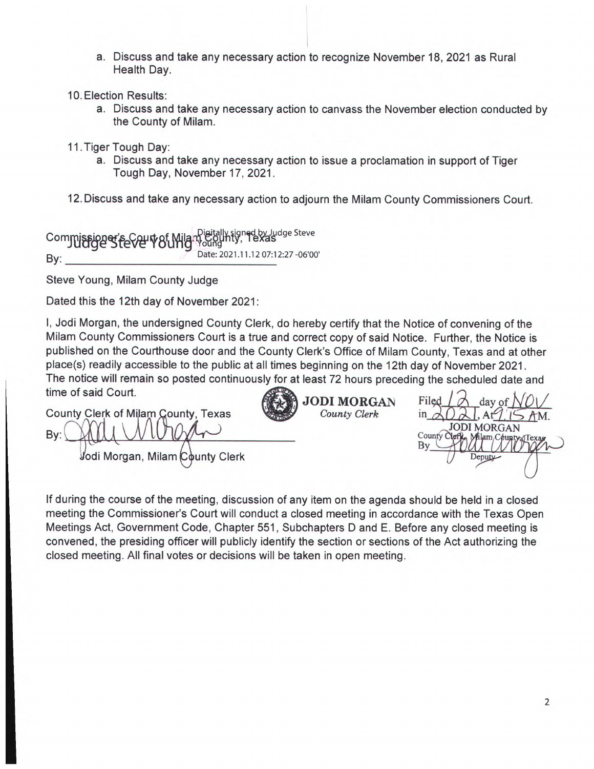a. Discuss and take any necessary action to recognize November 18, 2021 as Rural Health Day.

10. Election Results:
    a. Discuss and take any necessary action to canvass the November election conducted by the County of Milam.

11. Tiger Tough Day:
    a. Discuss and take any necessary action to issue a proclamation in support of Tiger Tough Day, November 17, 2021.

12. Discuss and take any necessary action to adjourn the Milam County Commissioners Court.

Commissioner's Court of Milam County, Texas

Judge Steve Young Digitally signed by Judge Steve Young
Date: 2021.11.12 07:12:27 -06'00'

By: ______________________________

Steve Young, Milam County Judge

Dated this the 12th day of November 2021:

I, Jodi Morgan, the undersigned County Clerk, do hereby certify that the Notice of convening of the Milam County Commissioners Court is a true and correct copy of said Notice. Further, the Notice is published on the Courthouse door and the County Clerk's Office of Milam County, Texas and at other place(s) readily accessible to the public at all times beginning on the 12th day of November 2021. The notice will remain so posted continuously for at least 72 hours preceding the scheduled date and time of said Court.

County Clerk of Milam County, Texas

By: ______________________________

Jodi Morgan, Milam County Clerk

**JODI MORGAN**
*County Clerk*

Filed 12 day of NOV in 2021, At 9:15 A.M.
JODI MORGAN
County Clerk, Milam County, Texas
By ______________ Deputy

If during the course of the meeting, discussion of any item on the agenda should be held in a closed meeting the Commissioner's Court will conduct a closed meeting in accordance with the Texas Open Meetings Act, Government Code, Chapter 551, Subchapters D and E. Before any closed meeting is convened, the presiding officer will publicly identify the section or sections of the Act authorizing the closed meeting. All final votes or decisions will be taken in open meeting.